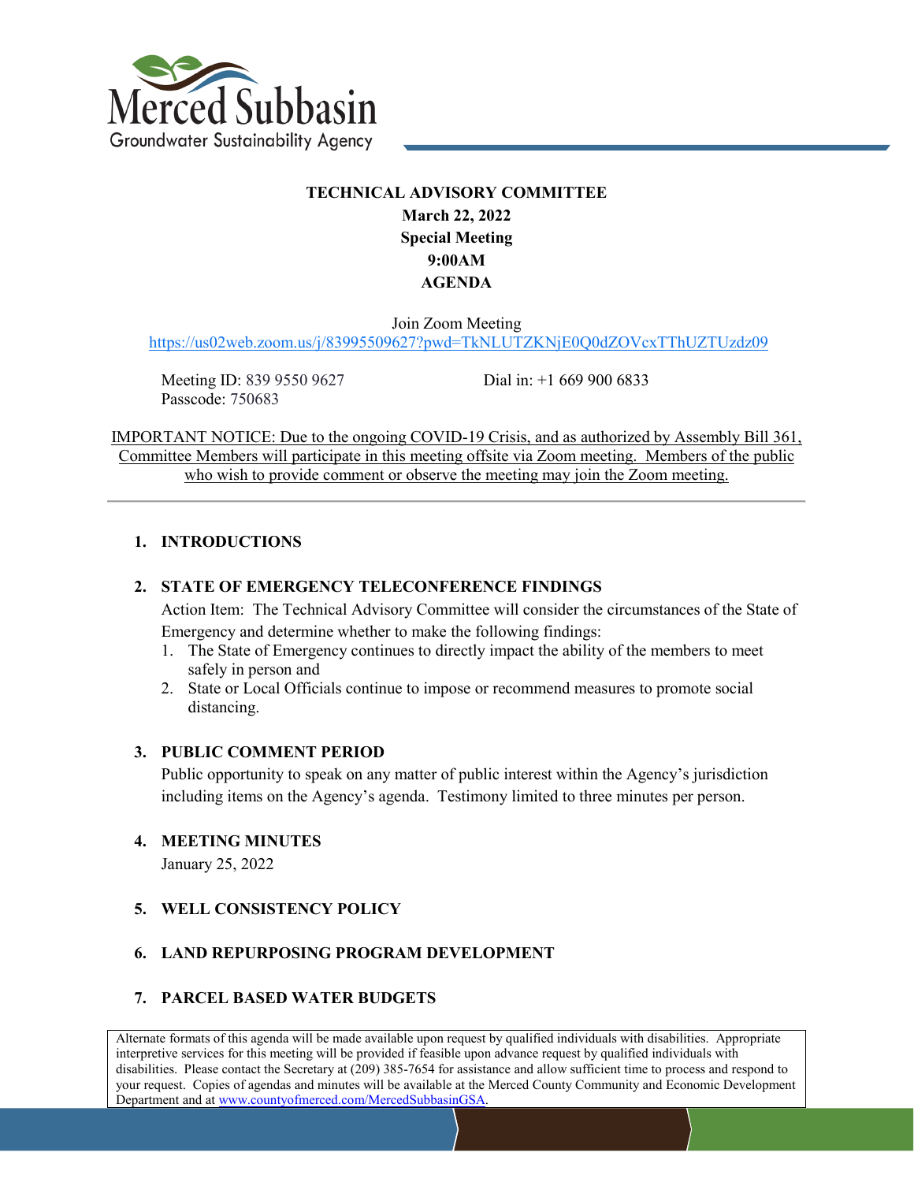Merced Subbasin
Groundwater Sustainability Agency

**TECHNICAL ADVISORY COMMITTEE**
**March 22, 2022**
**Special Meeting**
**9:00AM**
**AGENDA**

Join Zoom Meeting
https://us02web.zoom.us/j/83995509627?pwd=TkNLUTZKNjE0Q0dZOVcxTThUZTUzdz09

Meeting ID: 839 9550 9627
Passcode: 750683

Dial in: +1 669 900 6833

IMPORTANT NOTICE: Due to the ongoing COVID-19 Crisis, and as authorized by Assembly Bill 361, Committee Members will participate in this meeting offsite via Zoom meeting. Members of the public who wish to provide comment or observe the meeting may join the Zoom meeting.

---

1. **INTRODUCTIONS**

2. **STATE OF EMERGENCY TELECONFERENCE FINDINGS**

   Action Item: The Technical Advisory Committee will consider the circumstances of the State of Emergency and determine whether to make the following findings:

   1. The State of Emergency continues to directly impact the ability of the members to meet safely in person and
   2. State or Local Officials continue to impose or recommend measures to promote social distancing.

3. **PUBLIC COMMENT PERIOD**

   Public opportunity to speak on any matter of public interest within the Agency's jurisdiction including items on the Agency's agenda. Testimony limited to three minutes per person.

4. **MEETING MINUTES**

   January 25, 2022

5. **WELL CONSISTENCY POLICY**

6. **LAND REPURPOSING PROGRAM DEVELOPMENT**

7. **PARCEL BASED WATER BUDGETS**

Alternate formats of this agenda will be made available upon request by qualified individuals with disabilities. Appropriate interpretive services for this meeting will be provided if feasible upon advance request by qualified individuals with disabilities. Please contact the Secretary at (209) 385-7654 for assistance and allow sufficient time to process and respond to your request. Copies of agendas and minutes will be available at the Merced County Community and Economic Development Department and at www.countyofmerced.com/MercedSubbasinGSA.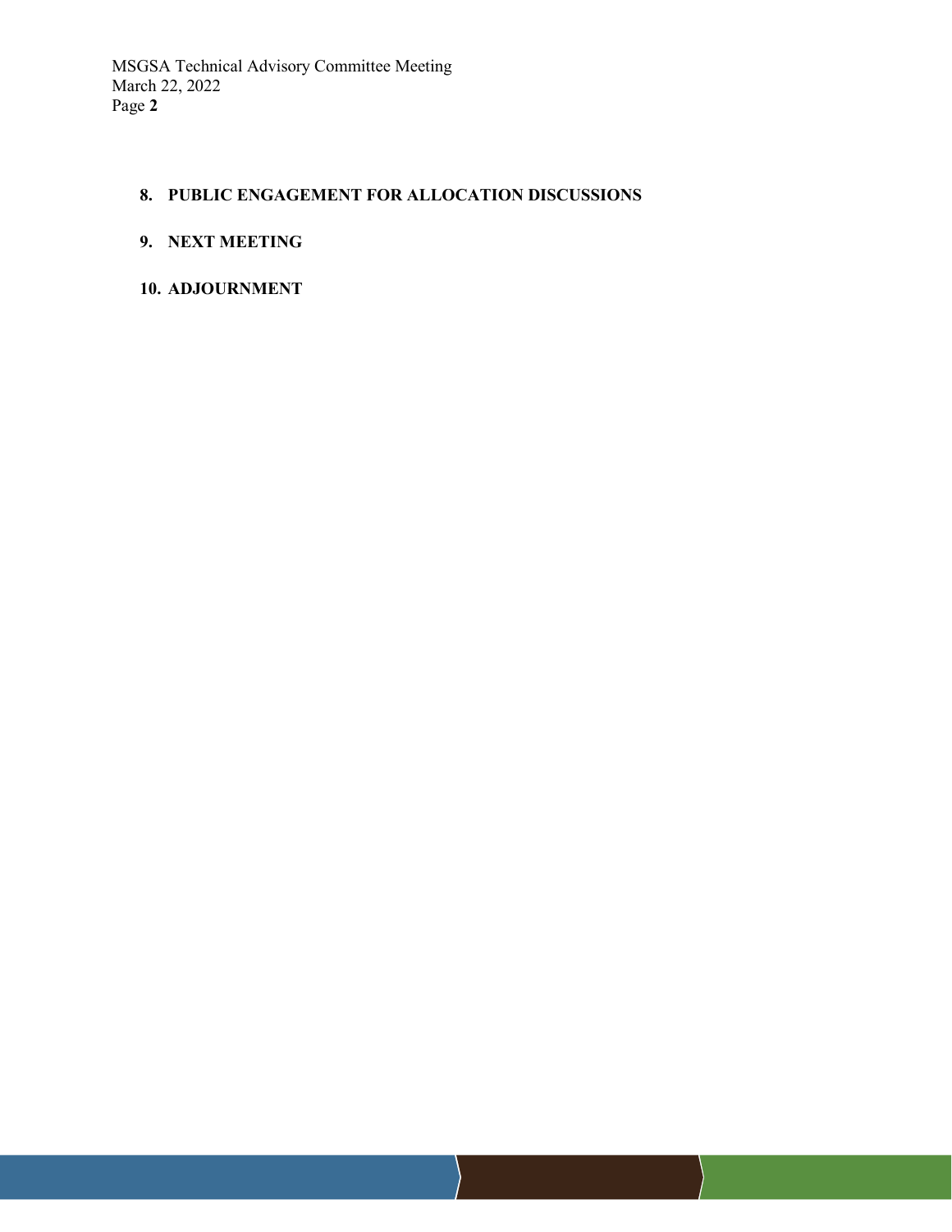8. **PUBLIC ENGAGEMENT FOR ALLOCATION DISCUSSIONS**

9. **NEXT MEETING**

10. **ADJOURNMENT**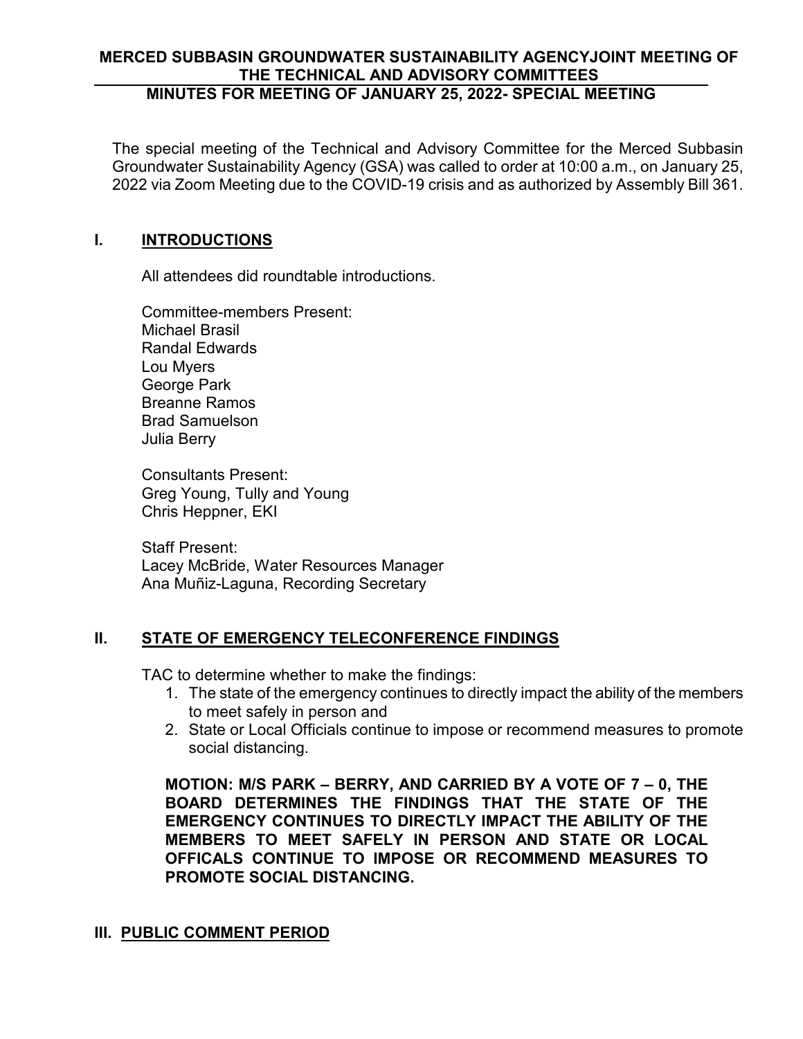**MERCED SUBBASIN GROUNDWATER SUSTAINABILITY AGENCYJOINT MEETING OF THE TECHNICAL AND ADVISORY COMMITTEES**

**MINUTES FOR MEETING OF JANUARY 25, 2022- SPECIAL MEETING**

The special meeting of the Technical and Advisory Committee for the Merced Subbasin Groundwater Sustainability Agency (GSA) was called to order at 10:00 a.m., on January 25, 2022 via Zoom Meeting due to the COVID-19 crisis and as authorized by Assembly Bill 361.

## I. INTRODUCTIONS

All attendees did roundtable introductions.

Committee-members Present:
Michael Brasil
Randal Edwards
Lou Myers
George Park
Breanne Ramos
Brad Samuelson
Julia Berry

Consultants Present:
Greg Young, Tully and Young
Chris Heppner, EKI

Staff Present:
Lacey McBride, Water Resources Manager
Ana Muñiz-Laguna, Recording Secretary

## II. STATE OF EMERGENCY TELECONFERENCE FINDINGS

TAC to determine whether to make the findings:

1. The state of the emergency continues to directly impact the ability of the members to meet safely in person and
2. State or Local Officials continue to impose or recommend measures to promote social distancing.

**MOTION: M/S PARK – BERRY, AND CARRIED BY A VOTE OF 7 – 0, THE BOARD DETERMINES THE FINDINGS THAT THE STATE OF THE EMERGENCY CONTINUES TO DIRECTLY IMPACT THE ABILITY OF THE MEMBERS TO MEET SAFELY IN PERSON AND STATE OR LOCAL OFFICALS CONTINUE TO IMPOSE OR RECOMMEND MEASURES TO PROMOTE SOCIAL DISTANCING.**

## III. PUBLIC COMMENT PERIOD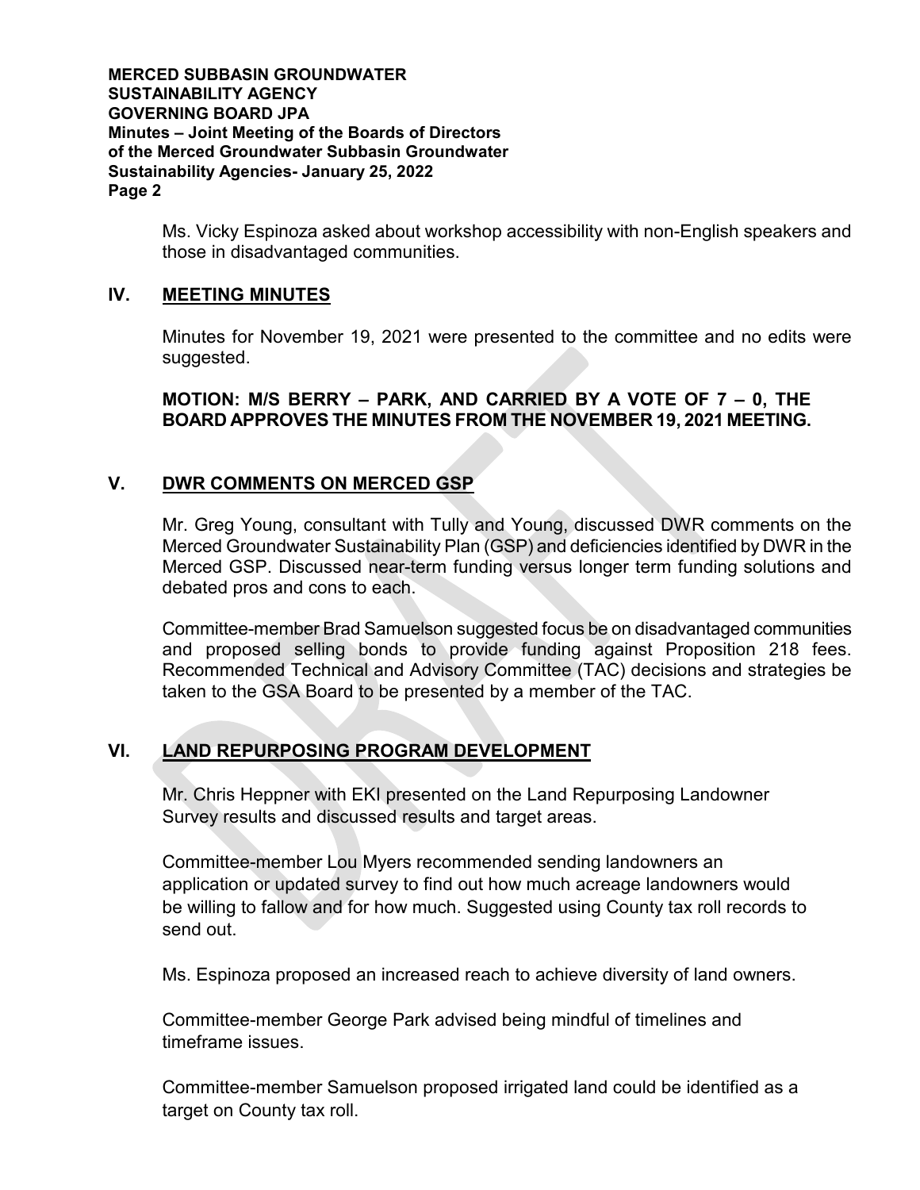Ms. Vicky Espinoza asked about workshop accessibility with non-English speakers and those in disadvantaged communities.

## IV. MEETING MINUTES

Minutes for November 19, 2021 were presented to the committee and no edits were suggested.

**MOTION: M/S BERRY – PARK, AND CARRIED BY A VOTE OF 7 – 0, THE BOARD APPROVES THE MINUTES FROM THE NOVEMBER 19, 2021 MEETING.**

## V. DWR COMMENTS ON MERCED GSP

Mr. Greg Young, consultant with Tully and Young, discussed DWR comments on the Merced Groundwater Sustainability Plan (GSP) and deficiencies identified by DWR in the Merced GSP. Discussed near-term funding versus longer term funding solutions and debated pros and cons to each.

Committee-member Brad Samuelson suggested focus be on disadvantaged communities and proposed selling bonds to provide funding against Proposition 218 fees. Recommended Technical and Advisory Committee (TAC) decisions and strategies be taken to the GSA Board to be presented by a member of the TAC.

## VI. LAND REPURPOSING PROGRAM DEVELOPMENT

Mr. Chris Heppner with EKI presented on the Land Repurposing Landowner Survey results and discussed results and target areas.

Committee-member Lou Myers recommended sending landowners an application or updated survey to find out how much acreage landowners would be willing to fallow and for how much. Suggested using County tax roll records to send out.

Ms. Espinoza proposed an increased reach to achieve diversity of land owners.

Committee-member George Park advised being mindful of timelines and timeframe issues.

Committee-member Samuelson proposed irrigated land could be identified as a target on County tax roll.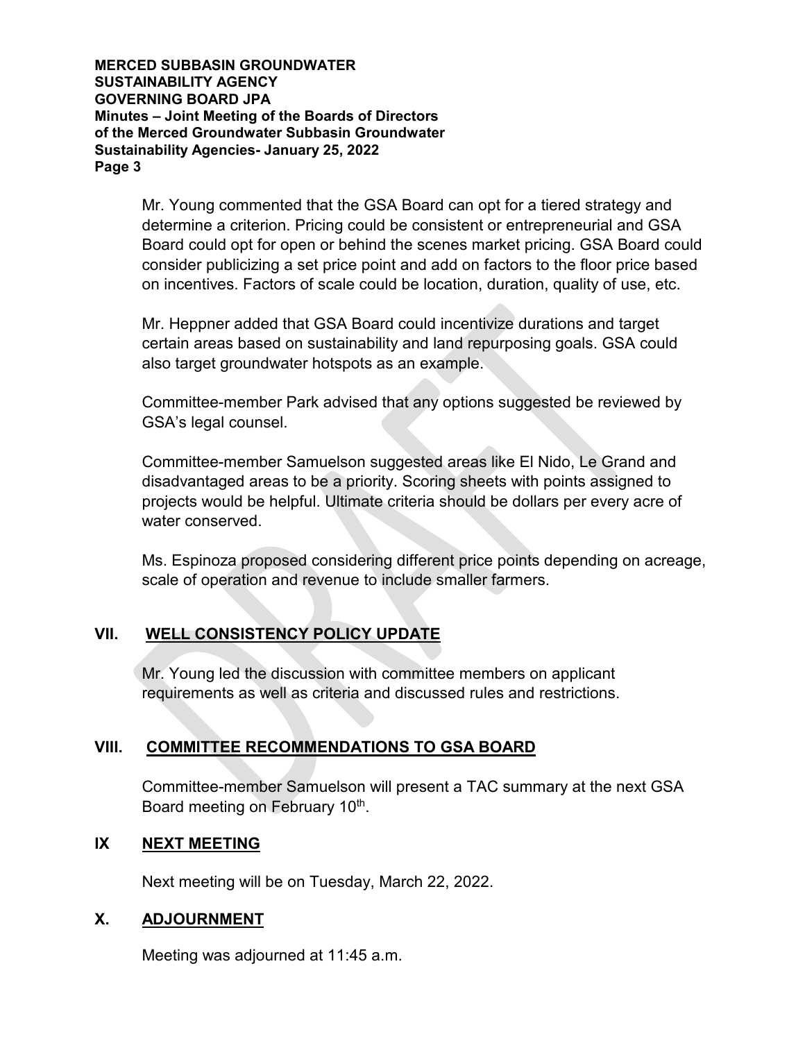Mr. Young commented that the GSA Board can opt for a tiered strategy and determine a criterion. Pricing could be consistent or entrepreneurial and GSA Board could opt for open or behind the scenes market pricing. GSA Board could consider publicizing a set price point and add on factors to the floor price based on incentives. Factors of scale could be location, duration, quality of use, etc.

Mr. Heppner added that GSA Board could incentivize durations and target certain areas based on sustainability and land repurposing goals. GSA could also target groundwater hotspots as an example.

Committee-member Park advised that any options suggested be reviewed by GSA's legal counsel.

Committee-member Samuelson suggested areas like El Nido, Le Grand and disadvantaged areas to be a priority. Scoring sheets with points assigned to projects would be helpful. Ultimate criteria should be dollars per every acre of water conserved.

Ms. Espinoza proposed considering different price points depending on acreage, scale of operation and revenue to include smaller farmers.

## VII. WELL CONSISTENCY POLICY UPDATE

Mr. Young led the discussion with committee members on applicant requirements as well as criteria and discussed rules and restrictions.

## VIII. COMMITTEE RECOMMENDATIONS TO GSA BOARD

Committee-member Samuelson will present a TAC summary at the next GSA Board meeting on February 10th.

## IX NEXT MEETING

Next meeting will be on Tuesday, March 22, 2022.

## X. ADJOURNMENT

Meeting was adjourned at 11:45 a.m.